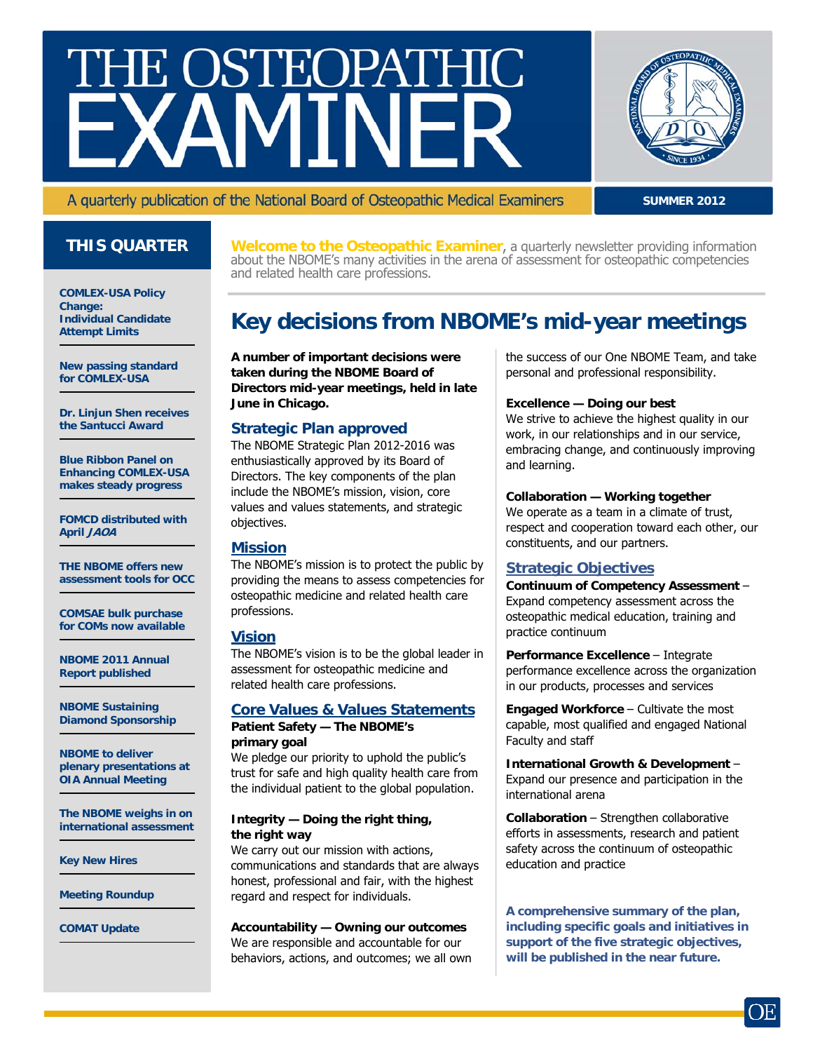# THE OSTEOPATHIC EXAMINER

A quarterly publication of the National Board of Osteopathic Medical Examiners

**SUMMER 2012**

## THIS QUARTER

- COMLEX-USA Policy Change: Individual Candidate Attempt Limits
- New passing standard for COMLEX-USA
- Dr. Linjun Shen receives the Santucci Award
- Blue Ribbon Panel on Enhancing COMLEX-USA makes steady progress
- FOMCD distributed with April *JAOA*
- THE NBOME offers new assessment tools for OCC
- COMSAE bulk purchase for COMs now available
- NBOME 2011 Annual Report published
- NBOME Sustaining Diamond Sponsorship
- NBOME to deliver plenary presentations at OIA Annual Meeting
- The NBOME weighs in on international assessment
- Key New Hires
- Meeting Roundup
- COMAT Update

**Welcome to the Osteopathic Examiner**, a quarterly newsletter providing information about the NBOME's many activities in the arena of assessment for osteopathic competencies and related health care professions.

# Key decisions from NBOME's mid-year meetings

**A number of important decisions were taken during the NBOME Board of Directors mid-year meetings, held in late June in Chicago.**

### Strategic Plan approved

The NBOME Strategic Plan 2012-2016 was enthusiastically approved by its Board of Directors. The key components of the plan include the NBOME's mission, vision, core values and values statements, and strategic objectives.

### Mission

The NBOME's mission is to protect the public by providing the means to assess competencies for osteopathic medicine and related health care professions.

### Vision

The NBOME's vision is to be the global leader in assessment for osteopathic medicine and related health care professions.

### Core Values & Values Statements

**Patient Safety — The NBOME's primary goal**
We pledge our priority to uphold the public's trust for safe and high quality health care from the individual patient to the global population.

**Integrity — Doing the right thing, the right way**
We carry out our mission with actions, communications and standards that are always honest, professional and fair, with the highest regard and respect for individuals.

**Accountability — Owning our outcomes**
We are responsible and accountable for our behaviors, actions, and outcomes; we all own the success of our One NBOME Team, and take personal and professional responsibility.

**Excellence — Doing our best**
We strive to achieve the highest quality in our work, in our relationships and in our service, embracing change, and continuously improving and learning.

**Collaboration — Working together**
We operate as a team in a climate of trust, respect and cooperation toward each other, our constituents, and our partners.

### Strategic Objectives

**Continuum of Competency Assessment** – Expand competency assessment across the osteopathic medical education, training and practice continuum

**Performance Excellence** – Integrate performance excellence across the organization in our products, processes and services

**Engaged Workforce** – Cultivate the most capable, most qualified and engaged National Faculty and staff

**International Growth & Development** – Expand our presence and participation in the international arena

**Collaboration** – Strengthen collaborative efforts in assessments, research and patient safety across the continuum of osteopathic education and practice

**A comprehensive summary of the plan, including specific goals and initiatives in support of the five strategic objectives, will be published in the near future.**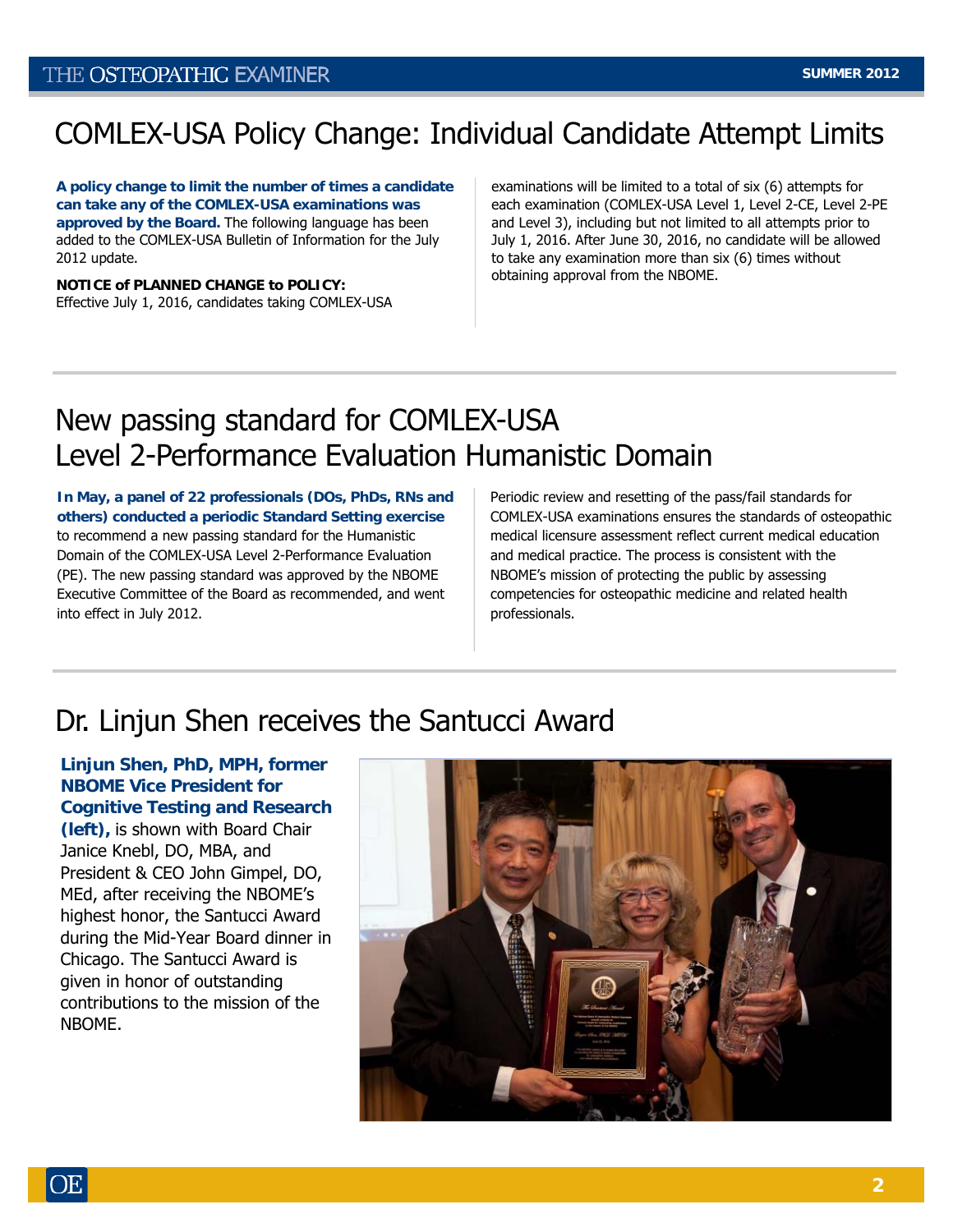# COMLEX-USA Policy Change: Individual Candidate Attempt Limits

**A policy change to limit the number of times a candidate can take any of the COMLEX-USA examinations was approved by the Board.** The following language has been added to the COMLEX-USA Bulletin of Information for the July 2012 update.

**NOTICE of PLANNED CHANGE to POLICY:**
Effective July 1, 2016, candidates taking COMLEX-USA examinations will be limited to a total of six (6) attempts for each examination (COMLEX-USA Level 1, Level 2-CE, Level 2-PE and Level 3), including but not limited to all attempts prior to July 1, 2016. After June 30, 2016, no candidate will be allowed to take any examination more than six (6) times without obtaining approval from the NBOME.

# New passing standard for COMLEX-USA Level 2-Performance Evaluation Humanistic Domain

**In May, a panel of 22 professionals (DOs, PhDs, RNs and others) conducted a periodic Standard Setting exercise** to recommend a new passing standard for the Humanistic Domain of the COMLEX-USA Level 2-Performance Evaluation (PE). The new passing standard was approved by the NBOME Executive Committee of the Board as recommended, and went into effect in July 2012.

Periodic review and resetting of the pass/fail standards for COMLEX-USA examinations ensures the standards of osteopathic medical licensure assessment reflect current medical education and medical practice. The process is consistent with the NBOME's mission of protecting the public by assessing competencies for osteopathic medicine and related health professionals.

# Dr. Linjun Shen receives the Santucci Award

**Linjun Shen, PhD, MPH, former NBOME Vice President for Cognitive Testing and Research (left),** is shown with Board Chair Janice Knebl, DO, MBA, and President & CEO John Gimpel, DO, MEd, after receiving the NBOME's highest honor, the Santucci Award during the Mid-Year Board dinner in Chicago. The Santucci Award is given in honor of outstanding contributions to the mission of the NBOME.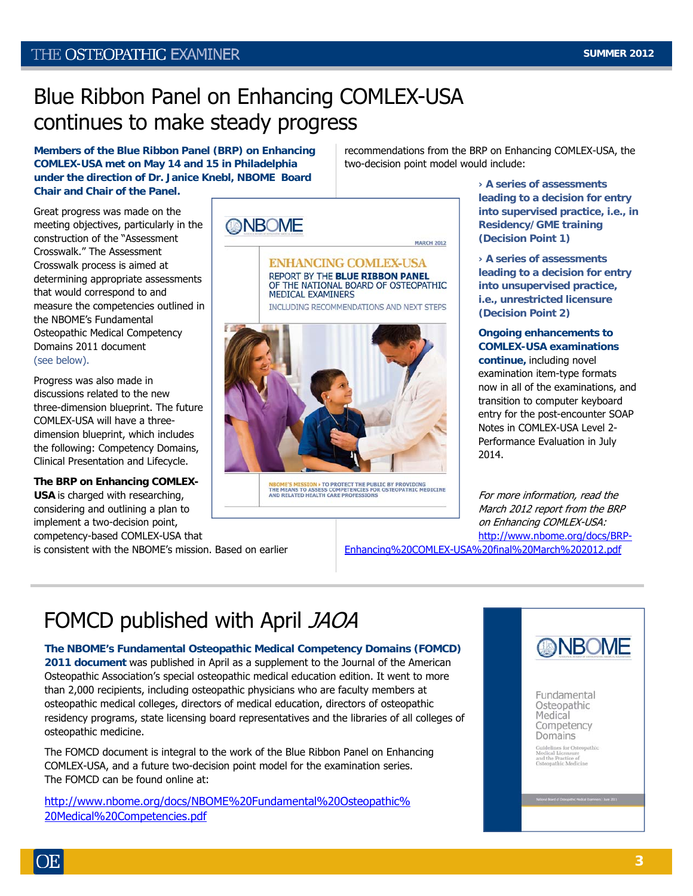# Blue Ribbon Panel on Enhancing COMLEX-USA continues to make steady progress

**Members of the Blue Ribbon Panel (BRP) on Enhancing COMLEX-USA met on May 14 and 15 in Philadelphia under the direction of Dr. Janice Knebl, NBOME Board Chair and Chair of the Panel.**

Great progress was made on the meeting objectives, particularly in the construction of the "Assessment Crosswalk." The Assessment Crosswalk process is aimed at determining appropriate assessments that would correspond to and measure the competencies outlined in the NBOME's Fundamental Osteopathic Medical Competency Domains 2011 document (see below).

Progress was also made in discussions related to the new three-dimension blueprint. The future COMLEX-USA will have a three-dimension blueprint, which includes the following: Competency Domains, Clinical Presentation and Lifecycle.

**The BRP on Enhancing COMLEX-USA** is charged with researching, considering and outlining a plan to implement a two-decision point, competency-based COMLEX-USA that is consistent with the NBOME's mission. Based on earlier recommendations from the BRP on Enhancing COMLEX-USA, the two-decision point model would include:

- **A series of assessments leading to a decision for entry into supervised practice, i.e., in Residency/GME training (Decision Point 1)**
- **A series of assessments leading to a decision for entry into unsupervised practice, i.e., unrestricted licensure (Decision Point 2)**

**Ongoing enhancements to COMLEX-USA examinations continue,** including novel examination item-type formats now in all of the examinations, and transition to computer keyboard entry for the post-encounter SOAP Notes in COMLEX-USA Level 2-Performance Evaluation in July 2014.

*For more information, read the March 2012 report from the BRP on Enhancing COMLEX-USA:* http://www.nbome.org/docs/BRP-Enhancing%20COMLEX-USA%20final%20March%202012.pdf

# FOMCD published with April *JAOA*

**The NBOME's Fundamental Osteopathic Medical Competency Domains (FOMCD) 2011 document** was published in April as a supplement to the Journal of the American Osteopathic Association's special osteopathic medical education edition. It went to more than 2,000 recipients, including osteopathic physicians who are faculty members at osteopathic medical colleges, directors of medical education, directors of osteopathic residency programs, state licensing board representatives and the libraries of all colleges of osteopathic medicine.

The FOMCD document is integral to the work of the Blue Ribbon Panel on Enhancing COMLEX-USA, and a future two-decision point model for the examination series. The FOMCD can be found online at:

http://www.nbome.org/docs/NBOME%20Fundamental%20Osteopathic%20Medical%20Competencies.pdf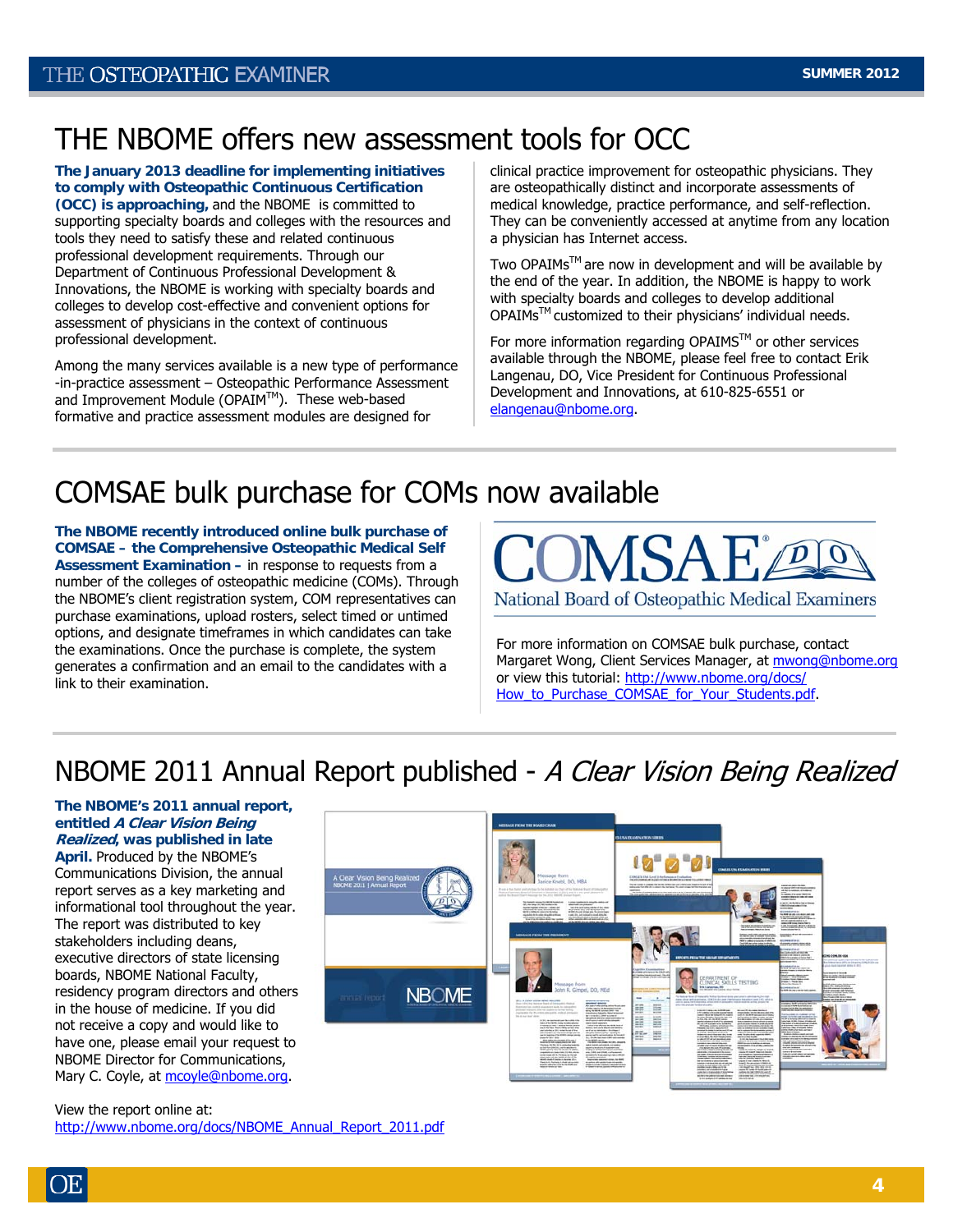# THE NBOME offers new assessment tools for OCC

**The January 2013 deadline for implementing initiatives to comply with Osteopathic Continuous Certification (OCC) is approaching,** and the NBOME is committed to supporting specialty boards and colleges with the resources and tools they need to satisfy these and related continuous professional development requirements. Through our Department of Continuous Professional Development & Innovations, the NBOME is working with specialty boards and colleges to develop cost-effective and convenient options for assessment of physicians in the context of continuous professional development.

Among the many services available is a new type of performance-in-practice assessment – Osteopathic Performance Assessment and Improvement Module (OPAIM™). These web-based formative and practice assessment modules are designed for clinical practice improvement for osteopathic physicians. They are osteopathically distinct and incorporate assessments of medical knowledge, practice performance, and self-reflection. They can be conveniently accessed at anytime from any location a physician has Internet access.

Two OPAIMs™ are now in development and will be available by the end of the year. In addition, the NBOME is happy to work with specialty boards and colleges to develop additional OPAIMs™ customized to their physicians' individual needs.

For more information regarding OPAIMS™ or other services available through the NBOME, please feel free to contact Erik Langenau, DO, Vice President for Continuous Professional Development and Innovations, at 610-825-6551 or elangenau@nbome.org.

# COMSAE bulk purchase for COMs now available

**The NBOME recently introduced online bulk purchase of COMSAE – the Comprehensive Osteopathic Medical Self Assessment Examination –** in response to requests from a number of the colleges of osteopathic medicine (COMs). Through the NBOME's client registration system, COM representatives can purchase examinations, upload rosters, select timed or untimed options, and designate timeframes in which candidates can take the examinations. Once the purchase is complete, the system generates a confirmation and an email to the candidates with a link to their examination.

COMSAE® — National Board of Osteopathic Medical Examiners

For more information on COMSAE bulk purchase, contact Margaret Wong, Client Services Manager, at mwong@nbome.org or view this tutorial: http://www.nbome.org/docs/How_to_Purchase_COMSAE_for_Your_Students.pdf.

# NBOME 2011 Annual Report published - *A Clear Vision Being Realized*

**The NBOME's 2011 annual report, entitled *A Clear Vision Being Realized*, was published in late April.** Produced by the NBOME's Communications Division, the annual report serves as a key marketing and informational tool throughout the year. The report was distributed to key stakeholders including deans, executive directors of state licensing boards, NBOME National Faculty, residency program directors and others in the house of medicine. If you did not receive a copy and would like to have one, please email your request to NBOME Director for Communications, Mary C. Coyle, at mcoyle@nbome.org.

View the report online at: http://www.nbome.org/docs/NBOME_Annual_Report_2011.pdf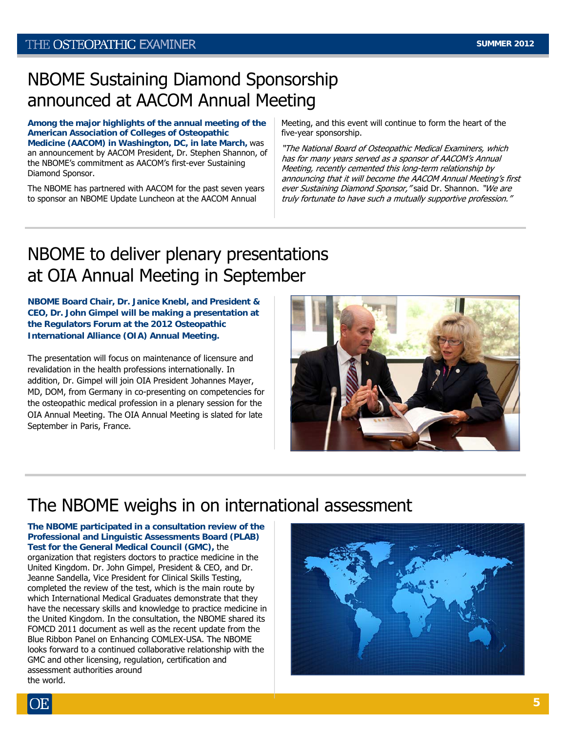# NBOME Sustaining Diamond Sponsorship announced at AACOM Annual Meeting

**Among the major highlights of the annual meeting of the American Association of Colleges of Osteopathic Medicine (AACOM) in Washington, DC, in late March,** was an announcement by AACOM President, Dr. Stephen Shannon, of the NBOME's commitment as AACOM's first-ever Sustaining Diamond Sponsor.

The NBOME has partnered with AACOM for the past seven years to sponsor an NBOME Update Luncheon at the AACOM Annual Meeting, and this event will continue to form the heart of the five-year sponsorship.

*"The National Board of Osteopathic Medical Examiners, which has for many years served as a sponsor of AACOM's Annual Meeting, recently cemented this long-term relationship by announcing that it will become the AACOM Annual Meeting's first ever Sustaining Diamond Sponsor,"* said Dr. Shannon. *"We are truly fortunate to have such a mutually supportive profession."*

# NBOME to deliver plenary presentations at OIA Annual Meeting in September

**NBOME Board Chair, Dr. Janice Knebl, and President & CEO, Dr. John Gimpel will be making a presentation at the Regulators Forum at the 2012 Osteopathic International Alliance (OIA) Annual Meeting.**

The presentation will focus on maintenance of licensure and revalidation in the health professions internationally. In addition, Dr. Gimpel will join OIA President Johannes Mayer, MD, DOM, from Germany in co-presenting on competencies for the osteopathic medical profession in a plenary session for the OIA Annual Meeting. The OIA Annual Meeting is slated for late September in Paris, France.

# The NBOME weighs in on international assessment

**The NBOME participated in a consultation review of the Professional and Linguistic Assessments Board (PLAB) Test for the General Medical Council (GMC),** the organization that registers doctors to practice medicine in the United Kingdom. Dr. John Gimpel, President & CEO, and Dr. Jeanne Sandella, Vice President for Clinical Skills Testing, completed the review of the test, which is the main route by which International Medical Graduates demonstrate that they have the necessary skills and knowledge to practice medicine in the United Kingdom. In the consultation, the NBOME shared its FOMCD 2011 document as well as the recent update from the Blue Ribbon Panel on Enhancing COMLEX-USA. The NBOME looks forward to a continued collaborative relationship with the GMC and other licensing, regulation, certification and assessment authorities around the world.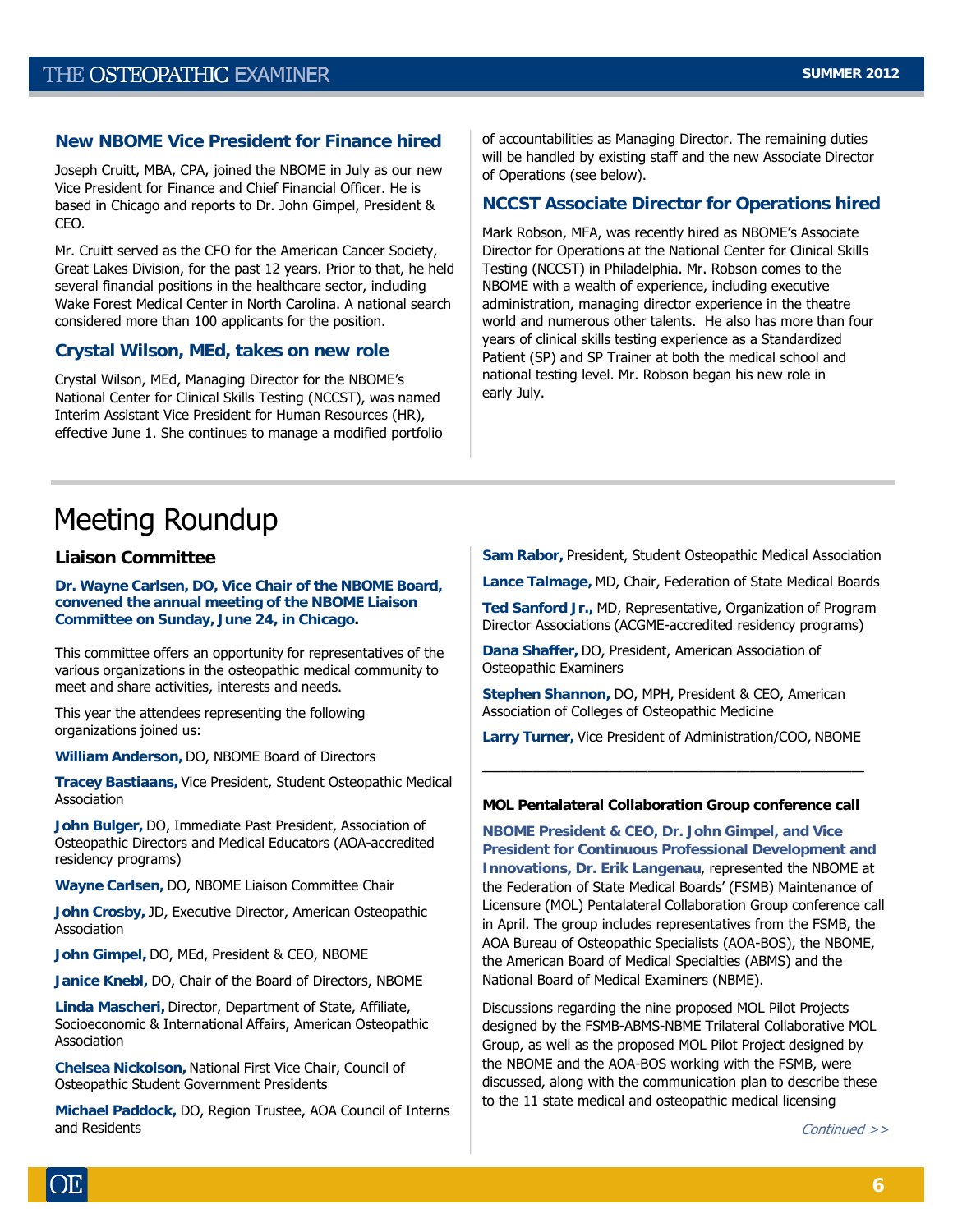## New NBOME Vice President for Finance hired

Joseph Cruitt, MBA, CPA, joined the NBOME in July as our new Vice President for Finance and Chief Financial Officer. He is based in Chicago and reports to Dr. John Gimpel, President & CEO.

Mr. Cruitt served as the CFO for the American Cancer Society, Great Lakes Division, for the past 12 years. Prior to that, he held several financial positions in the healthcare sector, including Wake Forest Medical Center in North Carolina. A national search considered more than 100 applicants for the position.

## Crystal Wilson, MEd, takes on new role

Crystal Wilson, MEd, Managing Director for the NBOME's National Center for Clinical Skills Testing (NCCST), was named Interim Assistant Vice President for Human Resources (HR), effective June 1. She continues to manage a modified portfolio of accountabilities as Managing Director. The remaining duties will be handled by existing staff and the new Associate Director of Operations (see below).

## NCCST Associate Director for Operations hired

Mark Robson, MFA, was recently hired as NBOME's Associate Director for Operations at the National Center for Clinical Skills Testing (NCCST) in Philadelphia. Mr. Robson comes to the NBOME with a wealth of experience, including executive administration, managing director experience in the theatre world and numerous other talents. He also has more than four years of clinical skills testing experience as a Standardized Patient (SP) and SP Trainer at both the medical school and national testing level. Mr. Robson began his new role in early July.

# Meeting Roundup

### Liaison Committee

**Dr. Wayne Carlsen, DO, Vice Chair of the NBOME Board, convened the annual meeting of the NBOME Liaison Committee on Sunday, June 24, in Chicago.**

This committee offers an opportunity for representatives of the various organizations in the osteopathic medical community to meet and share activities, interests and needs.

This year the attendees representing the following organizations joined us:

**William Anderson,** DO, NBOME Board of Directors

**Tracey Bastiaans,** Vice President, Student Osteopathic Medical Association

**John Bulger,** DO, Immediate Past President, Association of Osteopathic Directors and Medical Educators (AOA-accredited residency programs)

**Wayne Carlsen,** DO, NBOME Liaison Committee Chair

**John Crosby,** JD, Executive Director, American Osteopathic Association

**John Gimpel,** DO, MEd, President & CEO, NBOME

**Janice Knebl,** DO, Chair of the Board of Directors, NBOME

**Linda Mascheri,** Director, Department of State, Affiliate, Socioeconomic & International Affairs, American Osteopathic Association

**Chelsea Nickolson,** National First Vice Chair, Council of Osteopathic Student Government Presidents

**Michael Paddock,** DO, Region Trustee, AOA Council of Interns and Residents

**Sam Rabor,** President, Student Osteopathic Medical Association

**Lance Talmage,** MD, Chair, Federation of State Medical Boards

**Ted Sanford Jr.,** MD, Representative, Organization of Program Director Associations (ACGME-accredited residency programs)

**Dana Shaffer,** DO, President, American Association of Osteopathic Examiners

**Stephen Shannon,** DO, MPH, President & CEO, American Association of Colleges of Osteopathic Medicine

**Larry Turner,** Vice President of Administration/COO, NBOME

---

### MOL Pentalateral Collaboration Group conference call

**NBOME President & CEO, Dr. John Gimpel, and Vice President for Continuous Professional Development and Innovations, Dr. Erik Langenau**, represented the NBOME at the Federation of State Medical Boards' (FSMB) Maintenance of Licensure (MOL) Pentalateral Collaboration Group conference call in April. The group includes representatives from the FSMB, the AOA Bureau of Osteopathic Specialists (AOA-BOS), the NBOME, the American Board of Medical Specialties (ABMS) and the National Board of Medical Examiners (NBME).

Discussions regarding the nine proposed MOL Pilot Projects designed by the FSMB-ABMS-NBME Trilateral Collaborative MOL Group, as well as the proposed MOL Pilot Project designed by the NBOME and the AOA-BOS working with the FSMB, were discussed, along with the communication plan to describe these to the 11 state medical and osteopathic medical licensing

*Continued >>*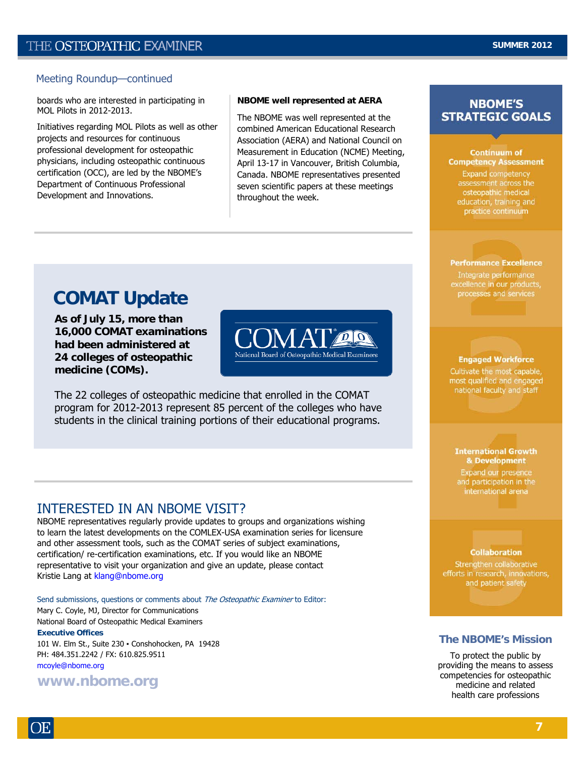Meeting Roundup—continued

boards who are interested in participating in MOL Pilots in 2012-2013.

Initiatives regarding MOL Pilots as well as other projects and resources for continuous professional development for osteopathic physicians, including osteopathic continuous certification (OCC), are led by the NBOME's Department of Continuous Professional Development and Innovations.

**NBOME well represented at AERA**

The NBOME was well represented at the combined American Educational Research Association (AERA) and National Council on Measurement in Education (NCME) Meeting, April 13-17 in Vancouver, British Columbia, Canada. NBOME representatives presented seven scientific papers at these meetings throughout the week.

## COMAT Update

**As of July 15, more than 16,000 COMAT examinations had been administered at 24 colleges of osteopathic medicine (COMs).**

COMAT
National Board of Osteopathic Medical Examiners

The 22 colleges of osteopathic medicine that enrolled in the COMAT program for 2012-2013 represent 85 percent of the colleges who have students in the clinical training portions of their educational programs.

## INTERESTED IN AN NBOME VISIT?

NBOME representatives regularly provide updates to groups and organizations wishing to learn the latest developments on the COMLEX-USA examination series for licensure and other assessment tools, such as the COMAT series of subject examinations, certification/ re-certification examinations, etc. If you would like an NBOME representative to visit your organization and give an update, please contact Kristie Lang at klang@nbome.org

Send submissions, questions or comments about *The Osteopathic Examiner* to Editor:
Mary C. Coyle, MJ, Director for Communications
National Board of Osteopathic Medical Examiners
**Executive Offices**
101 W. Elm St., Suite 230 ▪ Conshohocken, PA 19428
PH: 484.351.2242 / FX: 610.825.9511
mcoyle@nbome.org

**www.nbome.org**

## NBOME'S STRATEGIC GOALS

**1 Continuum of Competency Assessment**
Expand competency assessment across the osteopathic medical education, training and practice continuum

**2 Performance Excellence**
Integrate performance excellence in our products, processes and services

**3 Engaged Workforce**
Cultivate the most capable, most qualified and engaged national faculty and staff

**4 International Growth & Development**
Expand our presence and participation in the international arena

**5 Collaboration**
Strengthen collaborative efforts in research, innovations, and patient safety

### The NBOME's Mission

To protect the public by providing the means to assess competencies for osteopathic medicine and related health care professions